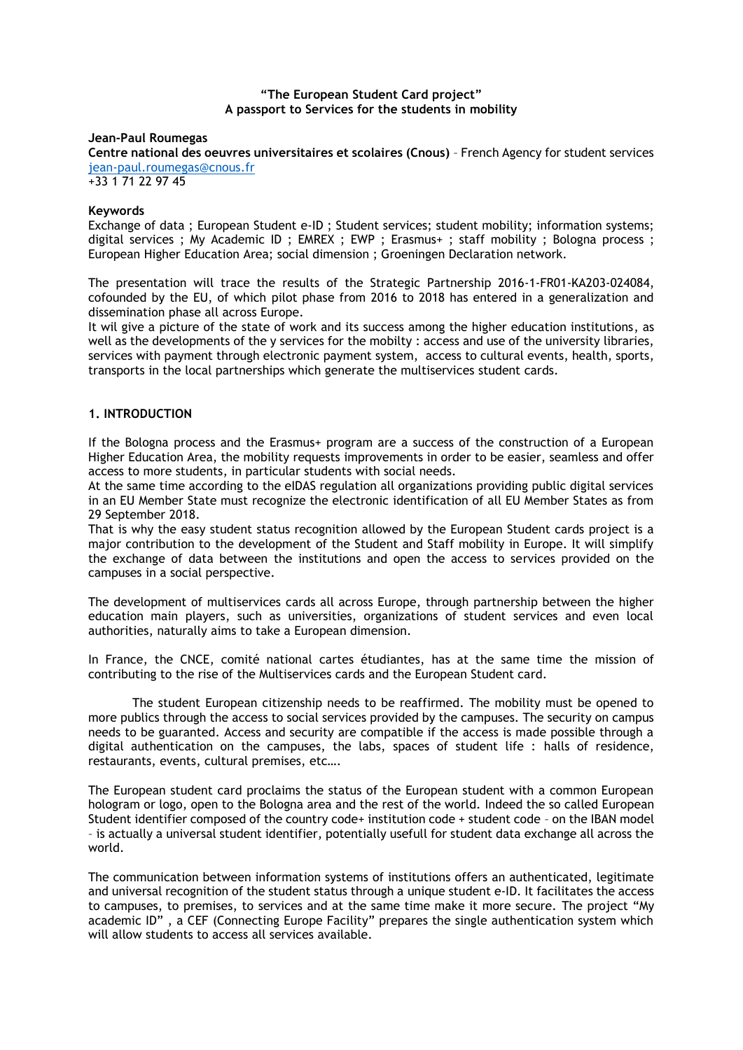**“The European Student Card project”**
**A passport to Services for the students in mobility**

**Jean-Paul Roumegas**
**Centre national des oeuvres universitaires et scolaires (Cnous)** – French Agency for student services
jean-paul.roumegas@cnous.fr
+33 1 71 22 97 45

**Keywords**
Exchange of data ; European Student e-ID ; Student services; student mobility; information systems; digital services ; My Academic ID ; EMREX ; EWP ; Erasmus+ ; staff mobility ; Bologna process ; European Higher Education Area; social dimension ; Groeningen Declaration network.

The presentation will trace the results of the Strategic Partnership 2016-1-FR01-KA203-024084, cofounded by the EU, of which pilot phase from 2016 to 2018 has entered in a generalization and dissemination phase all across Europe.
It wil give a picture of the state of work and its success among the higher education institutions, as well as the developments of the y services for the mobilty : access and use of the university libraries, services with payment through electronic payment system, access to cultural events, health, sports, transports in the local partnerships which generate the multiservices student cards.

## 1. INTRODUCTION

If the Bologna process and the Erasmus+ program are a success of the construction of a European Higher Education Area, the mobility requests improvements in order to be easier, seamless and offer access to more students, in particular students with social needs.
At the same time according to the eIDAS regulation all organizations providing public digital services in an EU Member State must recognize the electronic identification of all EU Member States as from 29 September 2018.
That is why the easy student status recognition allowed by the European Student cards project is a major contribution to the development of the Student and Staff mobility in Europe. It will simplify the exchange of data between the institutions and open the access to services provided on the campuses in a social perspective.

The development of multiservices cards all across Europe, through partnership between the higher education main players, such as universities, organizations of student services and even local authorities, naturally aims to take a European dimension.

In France, the CNCE, comité national cartes étudiantes, has at the same time the mission of contributing to the rise of the Multiservices cards and the European Student card.

The student European citizenship needs to be reaffirmed. The mobility must be opened to more publics through the access to social services provided by the campuses. The security on campus needs to be guaranted. Access and security are compatible if the access is made possible through a digital authentication on the campuses, the labs, spaces of student life : halls of residence, restaurants, events, cultural premises, etc….

The European student card proclaims the status of the European student with a common European hologram or logo, open to the Bologna area and the rest of the world. Indeed the so called European Student identifier composed of the country code+ institution code + student code – on the IBAN model – is actually a universal student identifier, potentially usefull for student data exchange all across the world.

The communication between information systems of institutions offers an authenticated, legitimate and universal recognition of the student status through a unique student e-ID. It facilitates the access to campuses, to premises, to services and at the same time make it more secure. The project “My academic ID” , a CEF (Connecting Europe Facility” prepares the single authentication system which will allow students to access all services available.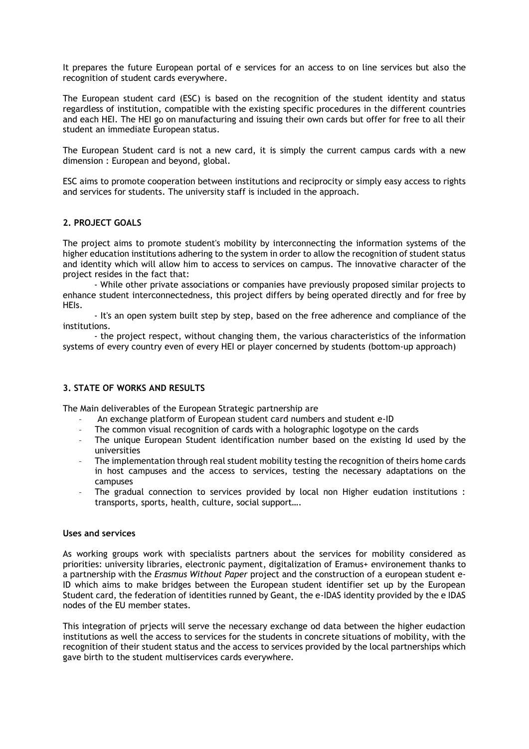It prepares the future European portal of e services for an access to on line services but also the recognition of student cards everywhere.

The European student card (ESC) is based on the recognition of the student identity and status regardless of institution, compatible with the existing specific procedures in the different countries and each HEI. The HEI go on manufacturing and issuing their own cards but offer for free to all their student an immediate European status.

The European Student card is not a new card, it is simply the current campus cards with a new dimension : European and beyond, global.

ESC aims to promote cooperation between institutions and reciprocity or simply easy access to rights and services for students. The university staff is included in the approach.

## 2. PROJECT GOALS

The project aims to promote student's mobility by interconnecting the information systems of the higher education institutions adhering to the system in order to allow the recognition of student status and identity which will allow him to access to services on campus. The innovative character of the project resides in the fact that:

- While other private associations or companies have previously proposed similar projects to enhance student interconnectedness, this project differs by being operated directly and for free by HEIs.
- It's an open system built step by step, based on the free adherence and compliance of the institutions.
- the project respect, without changing them, the various characteristics of the information systems of every country even of every HEI or player concerned by students (bottom-up approach)

## 3. STATE OF WORKS AND RESULTS

The Main deliverables of the European Strategic partnership are

- An exchange platform of European student card numbers and student e-ID
- The common visual recognition of cards with a holographic logotype on the cards
- The unique European Student identification number based on the existing Id used by the universities
- The implementation through real student mobility testing the recognition of theirs home cards in host campuses and the access to services, testing the necessary adaptations on the campuses
- The gradual connection to services provided by local non Higher eudation institutions : transports, sports, health, culture, social support….

### Uses and services

As working groups work with specialists partners about the services for mobility considered as priorities: university libraries, electronic payment, digitalization of Eramus+ environement thanks to a partnership with the *Erasmus Without Paper* project and the construction of a european student e-ID which aims to make bridges between the European student identifier set up by the European Student card, the federation of identities runned by Geant, the e-IDAS identity provided by the e IDAS nodes of the EU member states.

This integration of prjects will serve the necessary exchange od data between the higher eudaction institutions as well the access to services for the students in concrete situations of mobility, with the recognition of their student status and the access to services provided by the local partnerships which gave birth to the student multiservices cards everywhere.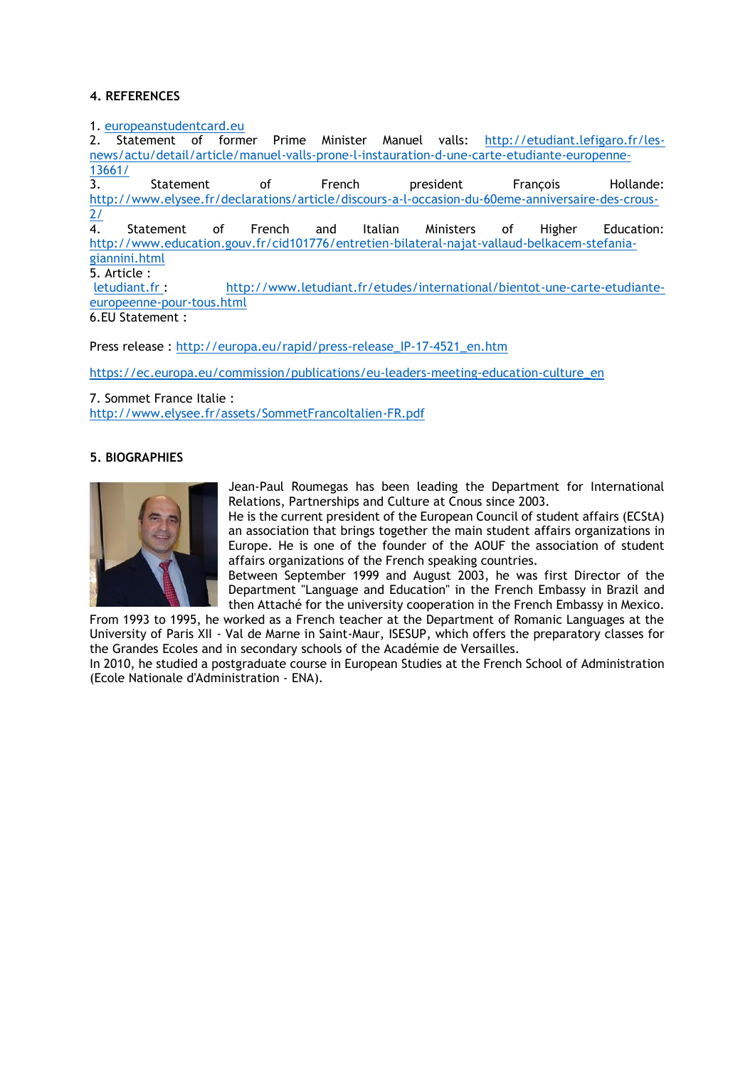## 4. REFERENCES

1. europeanstudentcard.eu
2. Statement of former Prime Minister Manuel valls: http://etudiant.lefigaro.fr/les-news/actu/detail/article/manuel-valls-prone-l-instauration-d-une-carte-etudiante-europenne-13661/
3. Statement of French president François Hollande: http://www.elysee.fr/declarations/article/discours-a-l-occasion-du-60eme-anniversaire-des-crous-2/
4. Statement of French and Italian Ministers of Higher Education: http://www.education.gouv.fr/cid101776/entretien-bilateral-najat-vallaud-belkacem-stefania-giannini.html
5. Article : letudiant.fr : http://www.letudiant.fr/etudes/international/bientot-une-carte-etudiante-europeenne-pour-tous.html
6. EU Statement :

Press release : http://europa.eu/rapid/press-release_IP-17-4521_en.htm

https://ec.europa.eu/commission/publications/eu-leaders-meeting-education-culture_en

7. Sommet France Italie : http://www.elysee.fr/assets/SommetFrancoItalien-FR.pdf

## 5. BIOGRAPHIES

Jean-Paul Roumegas has been leading the Department for International Relations, Partnerships and Culture at Cnous since 2003.
He is the current president of the European Council of student affairs (ECStA) an association that brings together the main student affairs organizations in Europe. He is one of the founder of the AOUF the association of student affairs organizations of the French speaking countries.
Between September 1999 and August 2003, he was first Director of the Department "Language and Education" in the French Embassy in Brazil and then Attaché for the university cooperation in the French Embassy in Mexico.
From 1993 to 1995, he worked as a French teacher at the Department of Romanic Languages at the University of Paris XII - Val de Marne in Saint-Maur, ISESUP, which offers the preparatory classes for the Grandes Ecoles and in secondary schools of the Académie de Versailles.
In 2010, he studied a postgraduate course in European Studies at the French School of Administration (Ecole Nationale d'Administration - ENA).